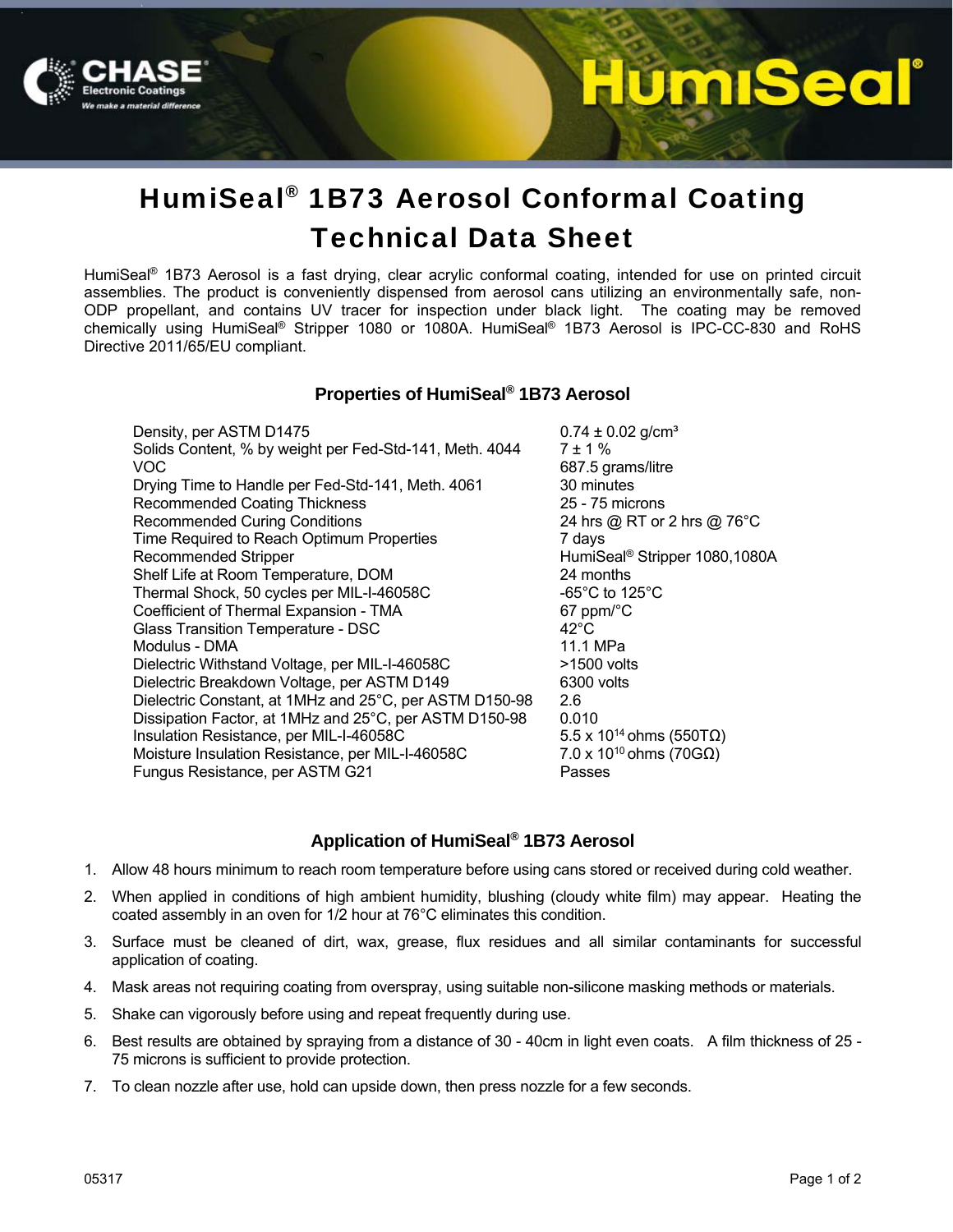# HumiSeal® 1B73 Aerosol Conformal Coating Technical Data Sheet

HumiSeal® 1B73 Aerosol is a fast drying, clear acrylic conformal coating, intended for use on printed circuit assemblies. The product is conveniently dispensed from aerosol cans utilizing an environmentally safe, non-ODP propellant, and contains UV tracer for inspection under black light. The coating may be removed chemically using HumiSeal® Stripper 1080 or 1080A. HumiSeal® 1B73 Aerosol is IPC-CC-830 and RoHS Directive 2011/65/EU compliant.

## Properties of HumiSeal® 1B73 Aerosol

| Property | Value |
|---|---|
| Density, per ASTM D1475 | 0.74 ± 0.02 g/cm³ |
| Solids Content, % by weight per Fed-Std-141, Meth. 4044 | 7 ± 1 % |
| VOC | 687.5 grams/litre |
| Drying Time to Handle per Fed-Std-141, Meth. 4061 | 30 minutes |
| Recommended Coating Thickness | 25 - 75 microns |
| Recommended Curing Conditions | 24 hrs @ RT or 2 hrs @ 76°C |
| Time Required to Reach Optimum Properties | 7 days |
| Recommended Stripper | HumiSeal® Stripper 1080,1080A |
| Shelf Life at Room Temperature, DOM | 24 months |
| Thermal Shock, 50 cycles per MIL-I-46058C | -65°C to 125°C |
| Coefficient of Thermal Expansion - TMA | 67 ppm/°C |
| Glass Transition Temperature - DSC | 42°C |
| Modulus - DMA | 11.1 MPa |
| Dielectric Withstand Voltage, per MIL-I-46058C | >1500 volts |
| Dielectric Breakdown Voltage, per ASTM D149 | 6300 volts |
| Dielectric Constant, at 1MHz and 25°C, per ASTM D150-98 | 2.6 |
| Dissipation Factor, at 1MHz and 25°C, per ASTM D150-98 | 0.010 |
| Insulation Resistance, per MIL-I-46058C | $5.5 \times 10^{14}$ ohms (550TΩ) |
| Moisture Insulation Resistance, per MIL-I-46058C | $7.0 \times 10^{10}$ ohms (70GΩ) |
| Fungus Resistance, per ASTM G21 | Passes |

## Application of HumiSeal® 1B73 Aerosol

1. Allow 48 hours minimum to reach room temperature before using cans stored or received during cold weather.
2. When applied in conditions of high ambient humidity, blushing (cloudy white film) may appear. Heating the coated assembly in an oven for 1/2 hour at 76˚C eliminates this condition.
3. Surface must be cleaned of dirt, wax, grease, flux residues and all similar contaminants for successful application of coating.
4. Mask areas not requiring coating from overspray, using suitable non-silicone masking methods or materials.
5. Shake can vigorously before using and repeat frequently during use.
6. Best results are obtained by spraying from a distance of 30 - 40cm in light even coats. A film thickness of 25 - 75 microns is sufficient to provide protection.
7. To clean nozzle after use, hold can upside down, then press nozzle for a few seconds.

05317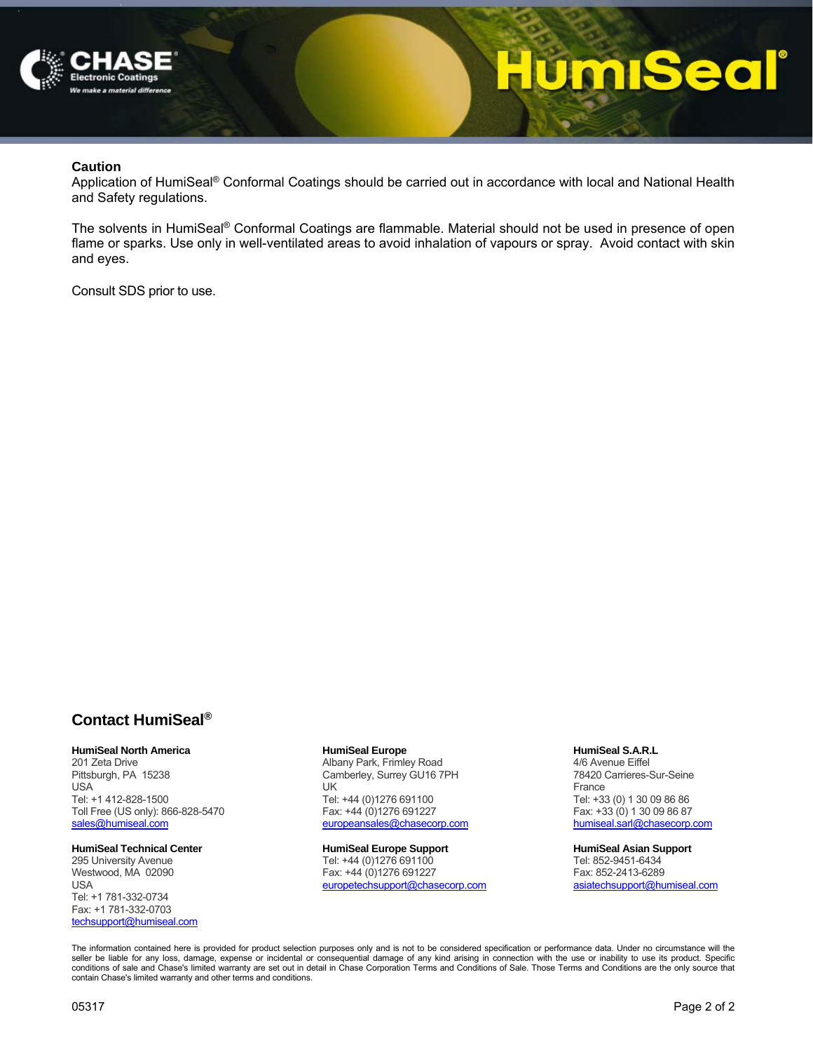**Caution**

Application of HumiSeal® Conformal Coatings should be carried out in accordance with local and National Health and Safety regulations.

The solvents in HumiSeal® Conformal Coatings are flammable. Material should not be used in presence of open flame or sparks. Use only in well-ventilated areas to avoid inhalation of vapours or spray. Avoid contact with skin and eyes.

Consult SDS prior to use.

## Contact HumiSeal®

**HumiSeal North America**
201 Zeta Drive
Pittsburgh, PA 15238
USA
Tel: +1 412-828-1500
Toll Free (US only): 866-828-5470
sales@humiseal.com

**HumiSeal Technical Center**
295 University Avenue
Westwood, MA 02090
USA
Tel: +1 781-332-0734
Fax: +1 781-332-0703
techsupport@humiseal.com

**HumiSeal Europe**
Albany Park, Frimley Road
Camberley, Surrey GU16 7PH
UK
Tel: +44 (0)1276 691100
Fax: +44 (0)1276 691227
europeansales@chasecorp.com

**HumiSeal Europe Support**
Tel: +44 (0)1276 691100
Fax: +44 (0)1276 691227
europetechsupport@chasecorp.com

**HumiSeal S.A.R.L**
4/6 Avenue Eiffel
78420 Carrieres-Sur-Seine
France
Tel: +33 (0) 1 30 09 86 86
Fax: +33 (0) 1 30 09 86 87
humiseal.sarl@chasecorp.com

**HumiSeal Asian Support**
Tel: 852-9451-6434
Fax: 852-2413-6289
asiatechsupport@humiseal.com

The information contained here is provided for product selection purposes only and is not to be considered specification or performance data. Under no circumstance will the seller be liable for any loss, damage, expense or incidental or consequential damage of any kind arising in connection with the use or inability to use its product. Specific conditions of sale and Chase's limited warranty are set out in detail in Chase Corporation Terms and Conditions of Sale. Those Terms and Conditions are the only source that contain Chase's limited warranty and other terms and conditions.

05317